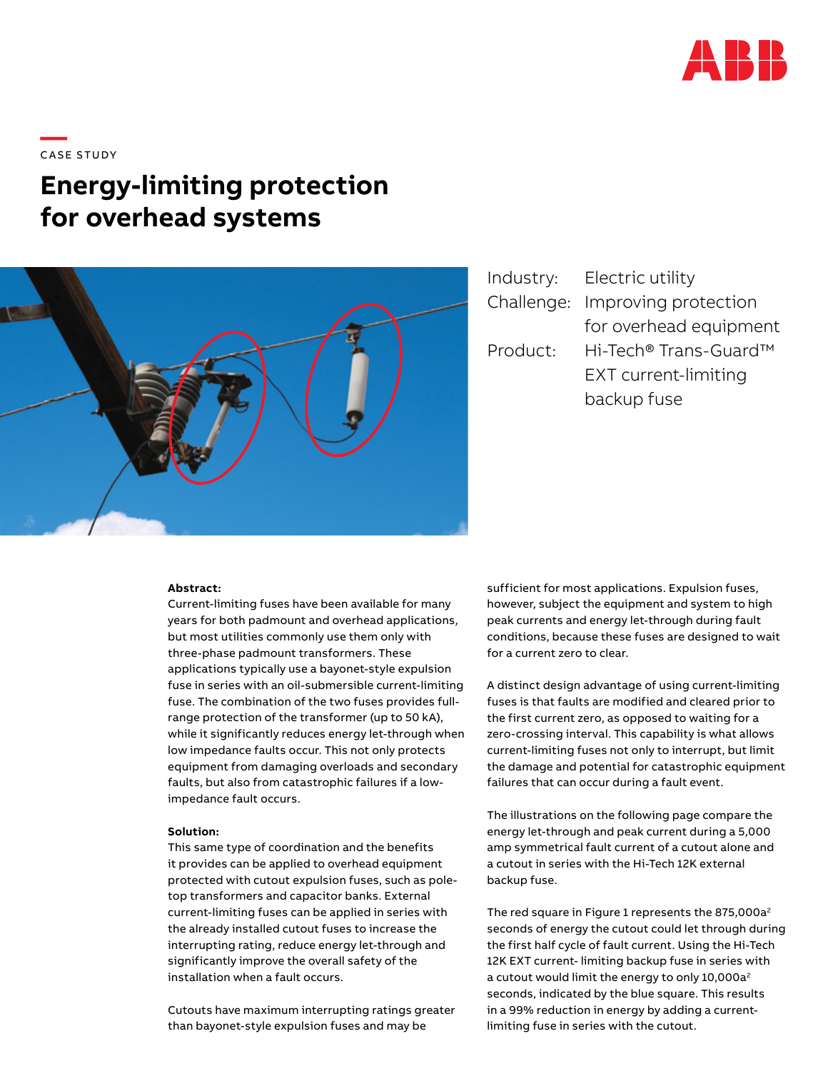CASE STUDY

# Energy-limiting protection for overhead systems

Industry: Electric utility
Challenge: Improving protection for overhead equipment
Product: Hi-Tech® Trans-Guard™ EXT current-limiting backup fuse

**Abstract:**
Current-limiting fuses have been available for many years for both padmount and overhead applications, but most utilities commonly use them only with three-phase padmount transformers. These applications typically use a bayonet-style expulsion fuse in series with an oil-submersible current-limiting fuse. The combination of the two fuses provides full-range protection of the transformer (up to 50 kA), while it significantly reduces energy let-through when low impedance faults occur. This not only protects equipment from damaging overloads and secondary faults, but also from catastrophic failures if a low-impedance fault occurs.

**Solution:**
This same type of coordination and the benefits it provides can be applied to overhead equipment protected with cutout expulsion fuses, such as pole-top transformers and capacitor banks. External current-limiting fuses can be applied in series with the already installed cutout fuses to increase the interrupting rating, reduce energy let-through and significantly improve the overall safety of the installation when a fault occurs.

Cutouts have maximum interrupting ratings greater than bayonet-style expulsion fuses and may be sufficient for most applications. Expulsion fuses, however, subject the equipment and system to high peak currents and energy let-through during fault conditions, because these fuses are designed to wait for a current zero to clear.

A distinct design advantage of using current-limiting fuses is that faults are modified and cleared prior to the first current zero, as opposed to waiting for a zero-crossing interval. This capability is what allows current-limiting fuses not only to interrupt, but limit the damage and potential for catastrophic equipment failures that can occur during a fault event.

The illustrations on the following page compare the energy let-through and peak current during a 5,000 amp symmetrical fault current of a cutout alone and a cutout in series with the Hi-Tech 12K external backup fuse.

The red square in Figure 1 represents the 875,000a$^2$ seconds of energy the cutout could let through during the first half cycle of fault current. Using the Hi-Tech 12K EXT current- limiting backup fuse in series with a cutout would limit the energy to only 10,000a$^2$ seconds, indicated by the blue square. This results in a 99% reduction in energy by adding a current-limiting fuse in series with the cutout.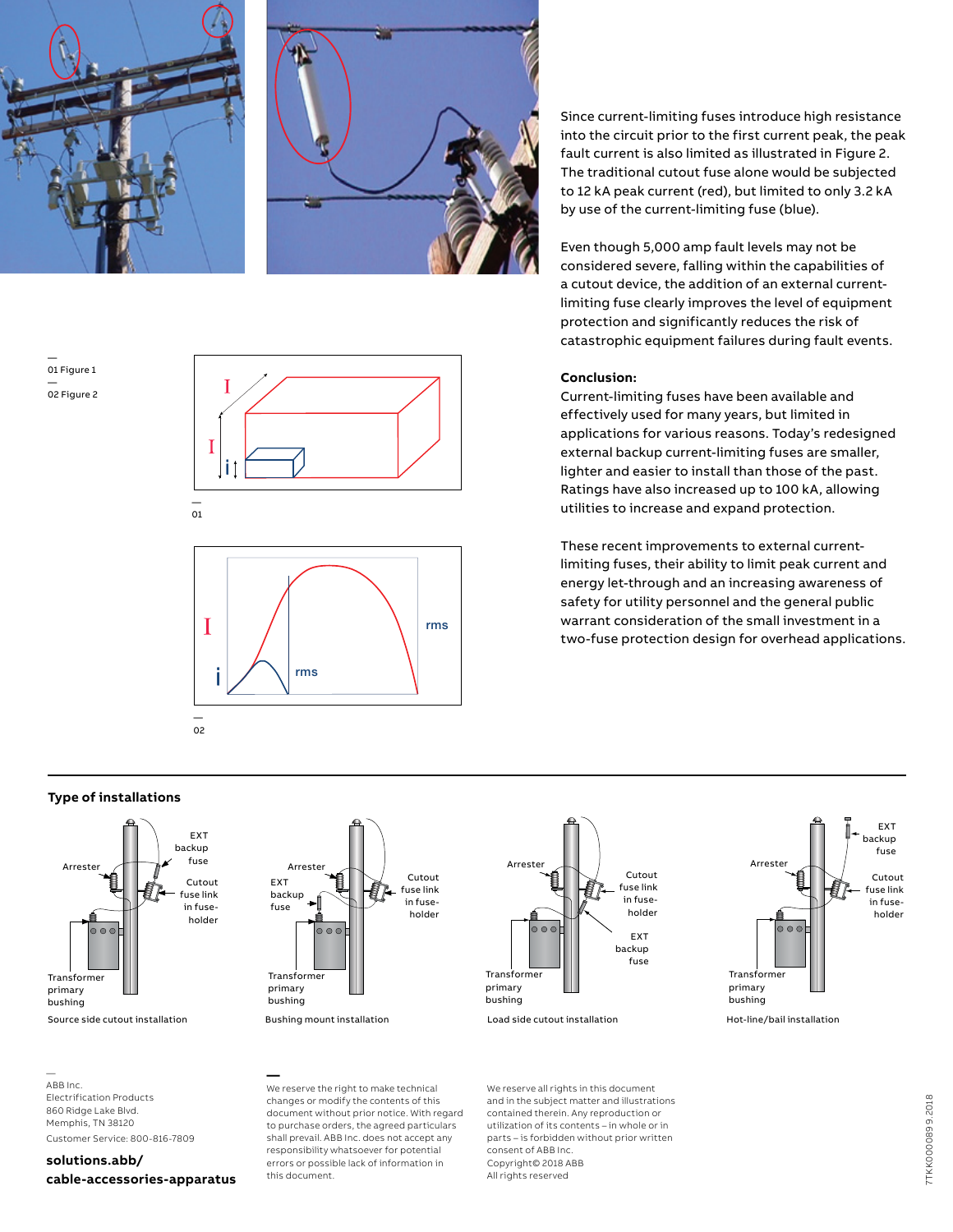— 01 Figure 1

— 02 Figure 2

I

I

i

— 01

I

i

rms

rms

— 02

Since current-limiting fuses introduce high resistance into the circuit prior to the first current peak, the peak fault current is also limited as illustrated in Figure 2. The traditional cutout fuse alone would be subjected to 12 kA peak current (red), but limited to only 3.2 kA by use of the current-limiting fuse (blue).

Even though 5,000 amp fault levels may not be considered severe, falling within the capabilities of a cutout device, the addition of an external current-limiting fuse clearly improves the level of equipment protection and significantly reduces the risk of catastrophic equipment failures during fault events.

**Conclusion:**

Current-limiting fuses have been available and effectively used for many years, but limited in applications for various reasons. Today's redesigned external backup current-limiting fuses are smaller, lighter and easier to install than those of the past. Ratings have also increased up to 100 kA, allowing utilities to increase and expand protection.

These recent improvements to external current-limiting fuses, their ability to limit peak current and energy let-through and an increasing awareness of safety for utility personnel and the general public warrant consideration of the small investment in a two-fuse protection design for overhead applications.

### Type of installations

Arrester

EXT backup fuse

Cutout fuse link in fuse-holder

Transformer primary bushing

Source side cutout installation

Arrester

EXT backup fuse

Cutout fuse link in fuse-holder

Transformer primary bushing

Bushing mount installation

Arrester

Cutout fuse link in fuse-holder

EXT backup fuse

Transformer primary bushing

Load side cutout installation

Arrester

EXT backup fuse

Cutout fuse link in fuse-holder

Transformer primary bushing

Hot-line/bail installation

—
ABB Inc.
Electrification Products
860 Ridge Lake Blvd.
Memphis, TN 38120
Customer Service: 800-816-7809

**solutions.abb/cable-accessories-apparatus**

—
We reserve the right to make technical changes or modify the contents of this document without prior notice. With regard to purchase orders, the agreed particulars shall prevail. ABB Inc. does not accept any responsibility whatsoever for potential errors or possible lack of information in this document.

We reserve all rights in this document and in the subject matter and illustrations contained therein. Any reproduction or utilization of its contents – in whole or in parts – is forbidden without prior written consent of ABB Inc.
Copyright© 2018 ABB
All rights reserved

7TKK000089 9.2018